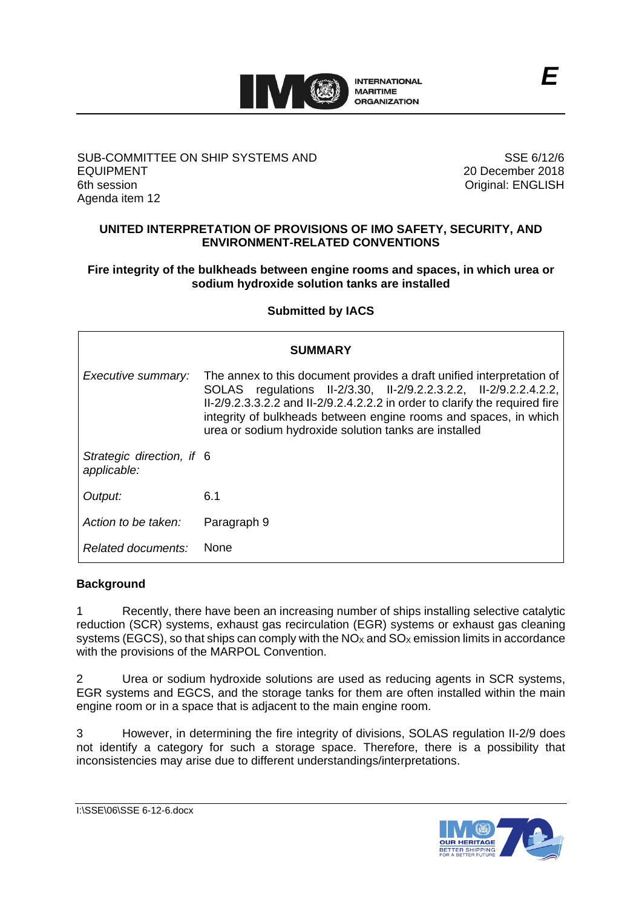E

SUB-COMMITTEE ON SHIP SYSTEMS AND EQUIPMENT
6th session
Agenda item 12

SSE 6/12/6
20 December 2018
Original: ENGLISH

**UNITED INTERPRETATION OF PROVISIONS OF IMO SAFETY, SECURITY, AND ENVIRONMENT-RELATED CONVENTIONS**

**Fire integrity of the bulkheads between engine rooms and spaces, in which urea or sodium hydroxide solution tanks are installed**

**Submitted by IACS**

| **SUMMARY** | |
|---|---|
| *Executive summary:* | The annex to this document provides a draft unified interpretation of SOLAS regulations II-2/3.30, II-2/9.2.2.3.2.2, II-2/9.2.2.4.2.2, II-2/9.2.3.3.2.2 and II-2/9.2.4.2.2.2 in order to clarify the required fire integrity of bulkheads between engine rooms and spaces, in which urea or sodium hydroxide solution tanks are installed |
| *Strategic direction, if applicable:* | 6 |
| *Output:* | 6.1 |
| *Action to be taken:* | Paragraph 9 |
| *Related documents:* | None |

## Background

1 Recently, there have been an increasing number of ships installing selective catalytic reduction (SCR) systems, exhaust gas recirculation (EGR) systems or exhaust gas cleaning systems (EGCS), so that ships can comply with the $NO_X$ and $SO_X$ emission limits in accordance with the provisions of the MARPOL Convention.

2 Urea or sodium hydroxide solutions are used as reducing agents in SCR systems, EGR systems and EGCS, and the storage tanks for them are often installed within the main engine room or in a space that is adjacent to the main engine room.

3 However, in determining the fire integrity of divisions, SOLAS regulation II-2/9 does not identify a category for such a storage space. Therefore, there is a possibility that inconsistencies may arise due to different understandings/interpretations.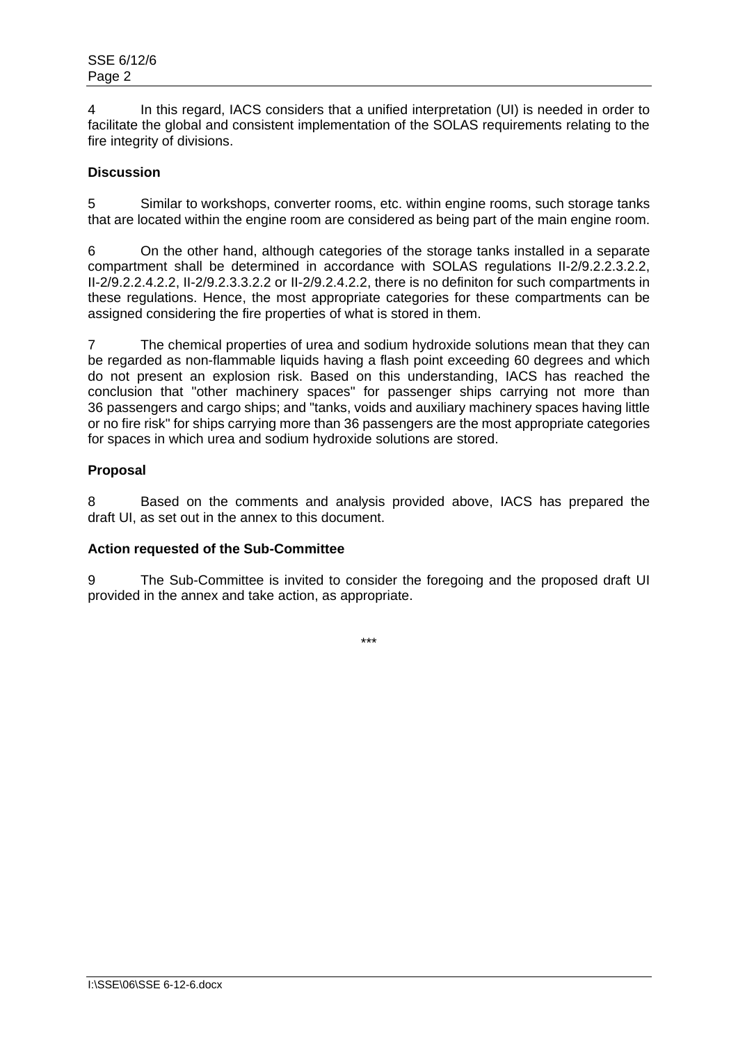4 In this regard, IACS considers that a unified interpretation (UI) is needed in order to facilitate the global and consistent implementation of the SOLAS requirements relating to the fire integrity of divisions.

**Discussion**

5 Similar to workshops, converter rooms, etc. within engine rooms, such storage tanks that are located within the engine room are considered as being part of the main engine room.

6 On the other hand, although categories of the storage tanks installed in a separate compartment shall be determined in accordance with SOLAS regulations II-2/9.2.2.3.2.2, II-2/9.2.2.4.2.2, II-2/9.2.3.3.2.2 or II-2/9.2.4.2.2, there is no definiton for such compartments in these regulations. Hence, the most appropriate categories for these compartments can be assigned considering the fire properties of what is stored in them.

7 The chemical properties of urea and sodium hydroxide solutions mean that they can be regarded as non-flammable liquids having a flash point exceeding 60 degrees and which do not present an explosion risk. Based on this understanding, IACS has reached the conclusion that "other machinery spaces" for passenger ships carrying not more than 36 passengers and cargo ships; and "tanks, voids and auxiliary machinery spaces having little or no fire risk" for ships carrying more than 36 passengers are the most appropriate categories for spaces in which urea and sodium hydroxide solutions are stored.

**Proposal**

8 Based on the comments and analysis provided above, IACS has prepared the draft UI, as set out in the annex to this document.

**Action requested of the Sub-Committee**

9 The Sub-Committee is invited to consider the foregoing and the proposed draft UI provided in the annex and take action, as appropriate.

\*\*\*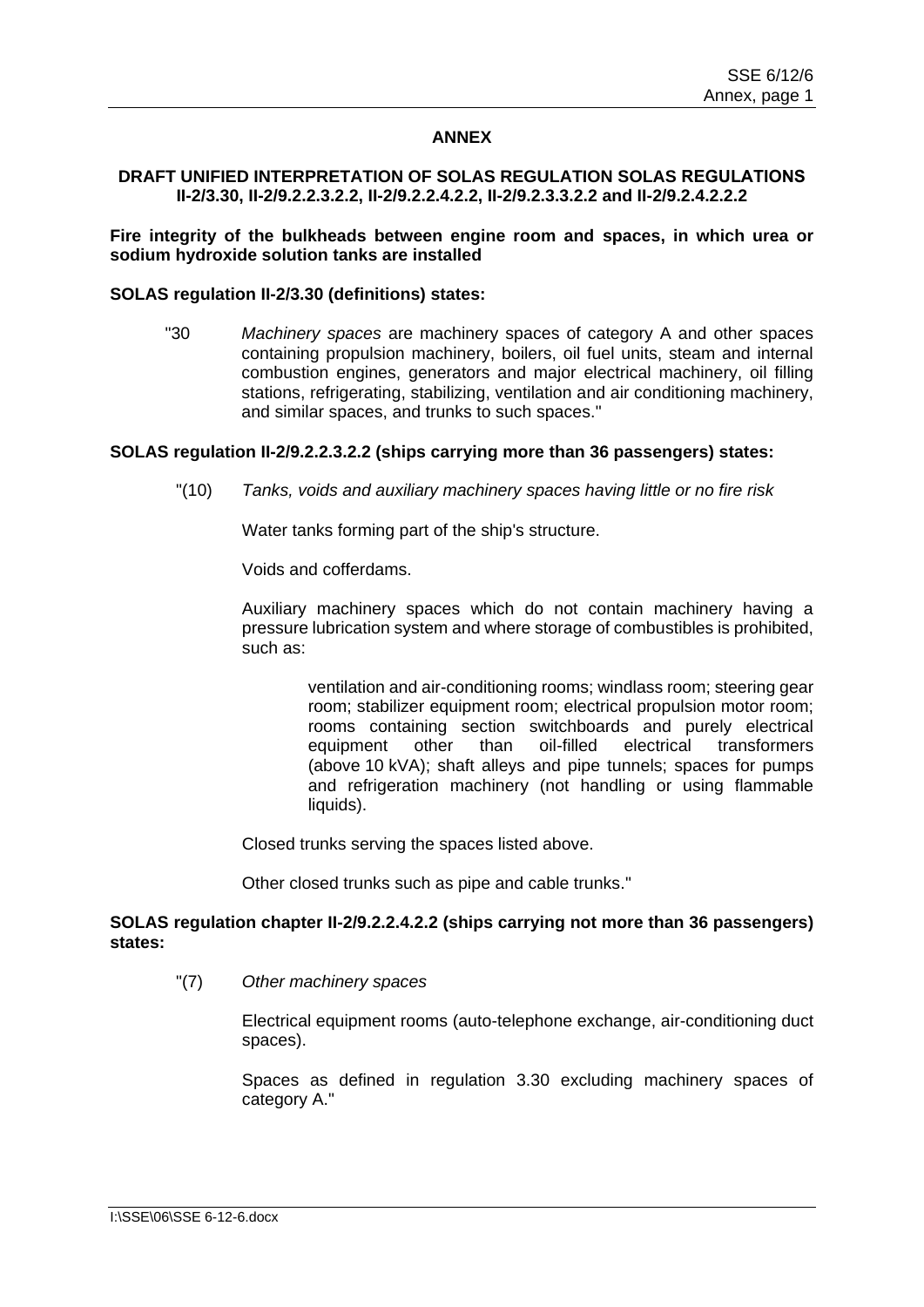# ANNEX

## DRAFT UNIFIED INTERPRETATION OF SOLAS REGULATION SOLAS REGULATIONS II-2/3.30, II-2/9.2.2.3.2.2, II-2/9.2.2.4.2.2, II-2/9.2.3.3.2.2 and II-2/9.2.4.2.2.2

**Fire integrity of the bulkheads between engine room and spaces, in which urea or sodium hydroxide solution tanks are installed**

**SOLAS regulation II-2/3.30 (definitions) states:**

> "30 *Machinery spaces* are machinery spaces of category A and other spaces containing propulsion machinery, boilers, oil fuel units, steam and internal combustion engines, generators and major electrical machinery, oil filling stations, refrigerating, stabilizing, ventilation and air conditioning machinery, and similar spaces, and trunks to such spaces."

**SOLAS regulation II-2/9.2.2.3.2.2 (ships carrying more than 36 passengers) states:**

> "(10) *Tanks, voids and auxiliary machinery spaces having little or no fire risk*
>
> Water tanks forming part of the ship's structure.
>
> Voids and cofferdams.
>
> Auxiliary machinery spaces which do not contain machinery having a pressure lubrication system and where storage of combustibles is prohibited, such as:
>
> > ventilation and air-conditioning rooms; windlass room; steering gear room; stabilizer equipment room; electrical propulsion motor room; rooms containing section switchboards and purely electrical equipment other than oil-filled electrical transformers (above 10 kVA); shaft alleys and pipe tunnels; spaces for pumps and refrigeration machinery (not handling or using flammable liquids).
>
> Closed trunks serving the spaces listed above.
>
> Other closed trunks such as pipe and cable trunks."

**SOLAS regulation chapter II-2/9.2.2.4.2.2 (ships carrying not more than 36 passengers) states:**

> "(7) *Other machinery spaces*
>
> Electrical equipment rooms (auto-telephone exchange, air-conditioning duct spaces).
>
> Spaces as defined in regulation 3.30 excluding machinery spaces of category A."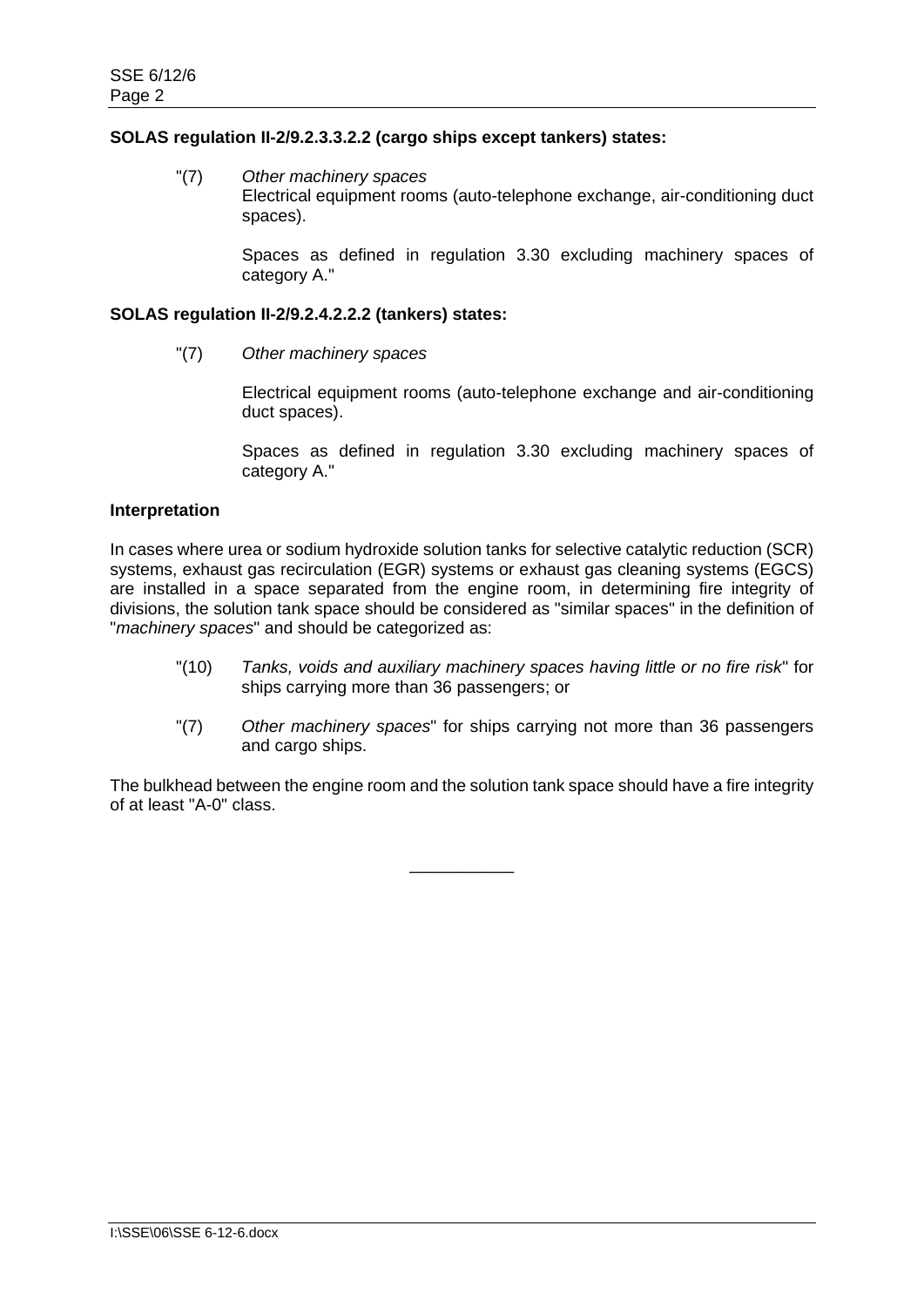**SOLAS regulation II-2/9.2.3.3.2.2 (cargo ships except tankers) states:**

> "(7) *Other machinery spaces*
> Electrical equipment rooms (auto-telephone exchange, air-conditioning duct spaces).
>
> Spaces as defined in regulation 3.30 excluding machinery spaces of category A."

**SOLAS regulation II-2/9.2.4.2.2.2 (tankers) states:**

> "(7) *Other machinery spaces*
>
> Electrical equipment rooms (auto-telephone exchange and air-conditioning duct spaces).
>
> Spaces as defined in regulation 3.30 excluding machinery spaces of category A."

**Interpretation**

In cases where urea or sodium hydroxide solution tanks for selective catalytic reduction (SCR) systems, exhaust gas recirculation (EGR) systems or exhaust gas cleaning systems (EGCS) are installed in a space separated from the engine room, in determining fire integrity of divisions, the solution tank space should be considered as "similar spaces" in the definition of "*machinery spaces*" and should be categorized as:

> "(10) *Tanks, voids and auxiliary machinery spaces having little or no fire risk*" for ships carrying more than 36 passengers; or
>
> "(7) *Other machinery spaces*" for ships carrying not more than 36 passengers and cargo ships.

The bulkhead between the engine room and the solution tank space should have a fire integrity of at least "A-0" class.

___________